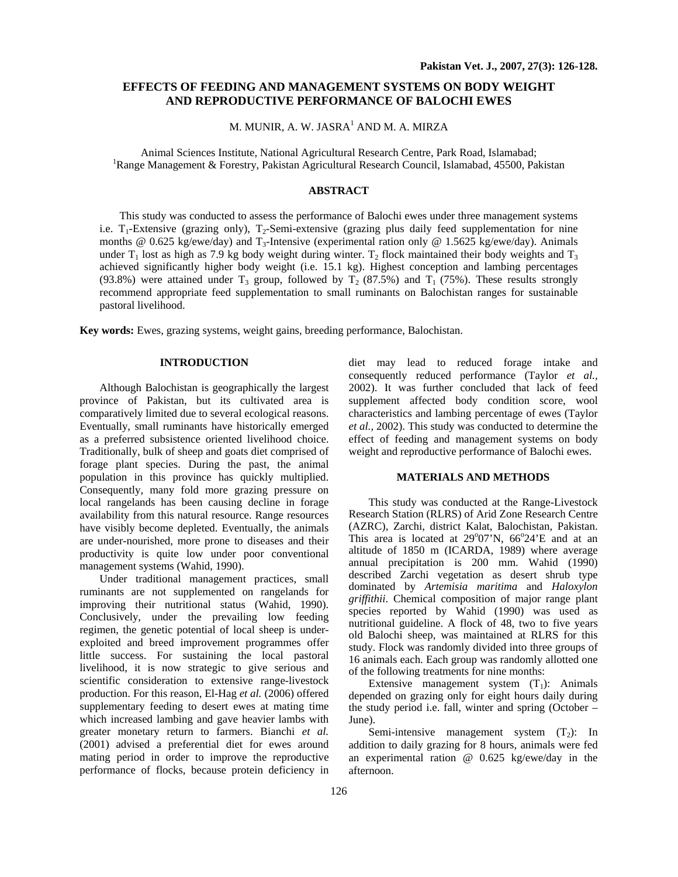# EFFECTS OF FEEDING AND MANAGEMENT SYSTEMS ON BODY WEIGHT AND REPRODUCTIVE PERFORMANCE OF BALOCHI EWES

M. MUNIR, A. W. JASRA[1] AND M. A. MIRZA

Animal Sciences Institute, National Agricultural Research Centre, Park Road, Islamabad;
[1]Range Management & Forestry, Pakistan Agricultural Research Council, Islamabad, 45500, Pakistan

## ABSTRACT

This study was conducted to assess the performance of Balochi ewes under three management systems i.e. $T_1$-Extensive (grazing only), $T_2$-Semi-extensive (grazing plus daily feed supplementation for nine months @ 0.625 kg/ewe/day) and $T_3$-Intensive (experimental ration only @ 1.5625 kg/ewe/day). Animals under $T_1$ lost as high as 7.9 kg body weight during winter. $T_2$ flock maintained their body weights and $T_3$ achieved significantly higher body weight (i.e. 15.1 kg). Highest conception and lambing percentages (93.8%) were attained under $T_3$ group, followed by $T_2$ (87.5%) and $T_1$ (75%). These results strongly recommend appropriate feed supplementation to small ruminants on Balochistan ranges for sustainable pastoral livelihood.

**Key words:** Ewes, grazing systems, weight gains, breeding performance, Balochistan.

## INTRODUCTION

Although Balochistan is geographically the largest province of Pakistan, but its cultivated area is comparatively limited due to several ecological reasons. Eventually, small ruminants have historically emerged as a preferred subsistence oriented livelihood choice. Traditionally, bulk of sheep and goats diet comprised of forage plant species. During the past, the animal population in this province has quickly multiplied. Consequently, many fold more grazing pressure on local rangelands has been causing decline in forage availability from this natural resource. Range resources have visibly become depleted. Eventually, the animals are under-nourished, more prone to diseases and their productivity is quite low under poor conventional management systems (Wahid, 1990).

Under traditional management practices, small ruminants are not supplemented on rangelands for improving their nutritional status (Wahid, 1990). Conclusively, under the prevailing low feeding regimen, the genetic potential of local sheep is under-exploited and breed improvement programmes offer little success. For sustaining the local pastoral livelihood, it is now strategic to give serious and scientific consideration to extensive range-livestock production. For this reason, El-Hag *et al.* (2006) offered supplementary feeding to desert ewes at mating time which increased lambing and gave heavier lambs with greater monetary return to farmers. Bianchi *et al.* (2001) advised a preferential diet for ewes around mating period in order to improve the reproductive performance of flocks, because protein deficiency in diet may lead to reduced forage intake and consequently reduced performance (Taylor *et al.*, 2002). It was further concluded that lack of feed supplement affected body condition score, wool characteristics and lambing percentage of ewes (Taylor *et al.*, 2002). This study was conducted to determine the effect of feeding and management systems on body weight and reproductive performance of Balochi ewes.

## MATERIALS AND METHODS

This study was conducted at the Range-Livestock Research Station (RLRS) of Arid Zone Research Centre (AZRC), Zarchi, district Kalat, Balochistan, Pakistan. This area is located at 29°07'N, 66°24'E and at an altitude of 1850 m (ICARDA, 1989) where average annual precipitation is 200 mm. Wahid (1990) described Zarchi vegetation as desert shrub type dominated by *Artemisia maritima* and *Haloxylon griffithii*. Chemical composition of major range plant species reported by Wahid (1990) was used as nutritional guideline. A flock of 48, two to five years old Balochi sheep, was maintained at RLRS for this study. Flock was randomly divided into three groups of 16 animals each. Each group was randomly allotted one of the following treatments for nine months:

Extensive management system ($T_1$): Animals depended on grazing only for eight hours daily during the study period i.e. fall, winter and spring (October – June).

Semi-intensive management system ($T_2$): In addition to daily grazing for 8 hours, animals were fed an experimental ration @ 0.625 kg/ewe/day in the afternoon.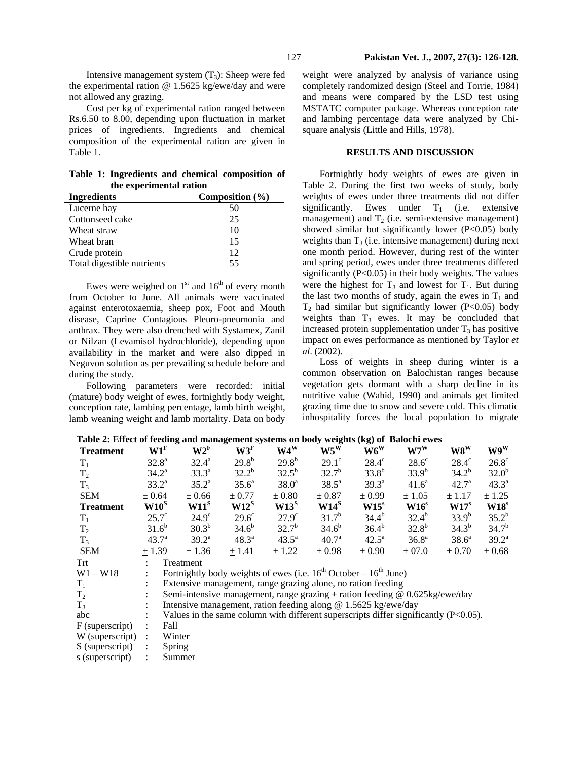Intensive management system ($T_3$): Sheep were fed the experimental ration @ 1.5625 kg/ewe/day and were not allowed any grazing.

Cost per kg of experimental ration ranged between Rs.6.50 to 8.00, depending upon fluctuation in market prices of ingredients. Ingredients and chemical composition of the experimental ration are given in Table 1.

**Table 1: Ingredients and chemical composition of the experimental ration**

| Ingredients | Composition (%) |
|---|---|
| Lucerne hay | 50 |
| Cottonseed cake | 25 |
| Wheat straw | 10 |
| Wheat bran | 15 |
| Crude protein | 12 |
| Total digestible nutrients | 55 |

Ewes were weighed on 1st and 16th of every month from October to June. All animals were vaccinated against enterotoxaemia, sheep pox, Foot and Mouth disease, Caprine Contagious Pleuro-pneumonia and anthrax. They were also drenched with Systamex, Zanil or Nilzan (Levamisol hydrochloride), depending upon availability in the market and were also dipped in Neguvon solution as per prevailing schedule before and during the study.

Following parameters were recorded: initial (mature) body weight of ewes, fortnightly body weight, conception rate, lambing percentage, lamb birth weight, lamb weaning weight and lamb mortality. Data on body weight were analyzed by analysis of variance using completely randomized design (Steel and Torrie, 1984) and means were compared by the LSD test using MSTATC computer package. Whereas conception rate and lambing percentage data were analyzed by Chi-square analysis (Little and Hills, 1978).

## RESULTS AND DISCUSSION

Fortnightly body weights of ewes are given in Table 2. During the first two weeks of study, body weights of ewes under three treatments did not differ significantly. Ewes under $T_1$ (i.e. extensive management) and $T_2$ (i.e. semi-extensive management) showed similar but significantly lower ($P<0.05$) body weights than $T_3$ (i.e. intensive management) during next one month period. However, during rest of the winter and spring period, ewes under three treatments differed significantly ($P<0.05$) in their body weights. The values were the highest for $T_3$ and lowest for $T_1$. But during the last two months of study, again the ewes in $T_1$ and $T_2$ had similar but significantly lower ($P<0.05$) body weights than $T_3$ ewes. It may be concluded that increased protein supplementation under $T_3$ has positive impact on ewes performance as mentioned by Taylor *et al*. (2002).

Loss of weights in sheep during winter is a common observation on Balochistan ranges because vegetation gets dormant with a sharp decline in its nutritive value (Wahid, 1990) and animals get limited grazing time due to snow and severe cold. This climatic inhospitality forces the local population to migrate

**Table 2: Effect of feeding and management systems on body weights (kg) of Balochi ewes**

| Treatment | $W1^F$ | $W2^F$ | $W3^F$ | $W4^W$ | $W5^W$ | $W6^W$ | $W7^W$ | $W8^W$ | $W9^W$ |
|---|---|---|---|---|---|---|---|---|---|
| $T_1$ | $32.8^a$ | $32.4^a$ | $29.8^b$ | $29.8^b$ | $29.1^c$ | $28.4^c$ | $28.6^c$ | $28.4^c$ | $26.8^c$ |
| $T_2$ | $34.2^a$ | $33.3^a$ | $32.2^b$ | $32.5^b$ | $32.7^b$ | $33.8^b$ | $33.9^b$ | $34.2^b$ | $32.0^b$ |
| $T_3$ | $33.2^a$ | $35.2^a$ | $35.6^a$ | $38.0^a$ | $38.5^a$ | $39.3^a$ | $41.6^a$ | $42.7^a$ | $43.3^a$ |
| SEM | ± 0.64 | ± 0.66 | ± 0.77 | ± 0.80 | ± 0.87 | ± 0.99 | ± 1.05 | ± 1.17 | ± 1.25 |
| **Treatment** | $W10^S$ | $W11^S$ | $W12^S$ | $W13^S$ | $W14^S$ | $W15^s$ | $W16^s$ | $W17^s$ | $W18^s$ |
| $T_1$ | $25.7^c$ | $24.9^c$ | $29.6^c$ | $27.9^c$ | $31.7^b$ | $34.4^b$ | $32.4^b$ | $33.9^b$ | $35.2^b$ |
| $T_2$ | $31.6^b$ | $30.3^b$ | $34.6^b$ | $32.7^b$ | $34.6^b$ | $36.4^b$ | $32.8^b$ | $34.3^b$ | $34.7^b$ |
| $T_3$ | $43.7^a$ | $39.2^a$ | $48.3^a$ | $43.5^a$ | $40.7^a$ | $42.5^a$ | $36.8^a$ | $38.6^a$ | $39.2^a$ |
| SEM | ± 1.39 | ± 1.36 | ± 1.41 | ± 1.22 | ± 0.98 | ± 0.90 | ± 07.0 | ± 0.70 | ± 0.68 |

Trt : Treatment
W1 – W18 : Fortnightly body weights of ewes (i.e. 16th October – 16th June)
$T_1$ : Extensive management, range grazing alone, no ration feeding
$T_2$ : Semi-intensive management, range grazing + ration feeding @ 0.625kg/ewe/day
$T_3$ : Intensive management, ration feeding along @ 1.5625 kg/ewe/day
abc : Values in the same column with different superscripts differ significantly ($P<0.05$).
F (superscript) : Fall
W (superscript) : Winter
S (superscript) : Spring
s (superscript) : Summer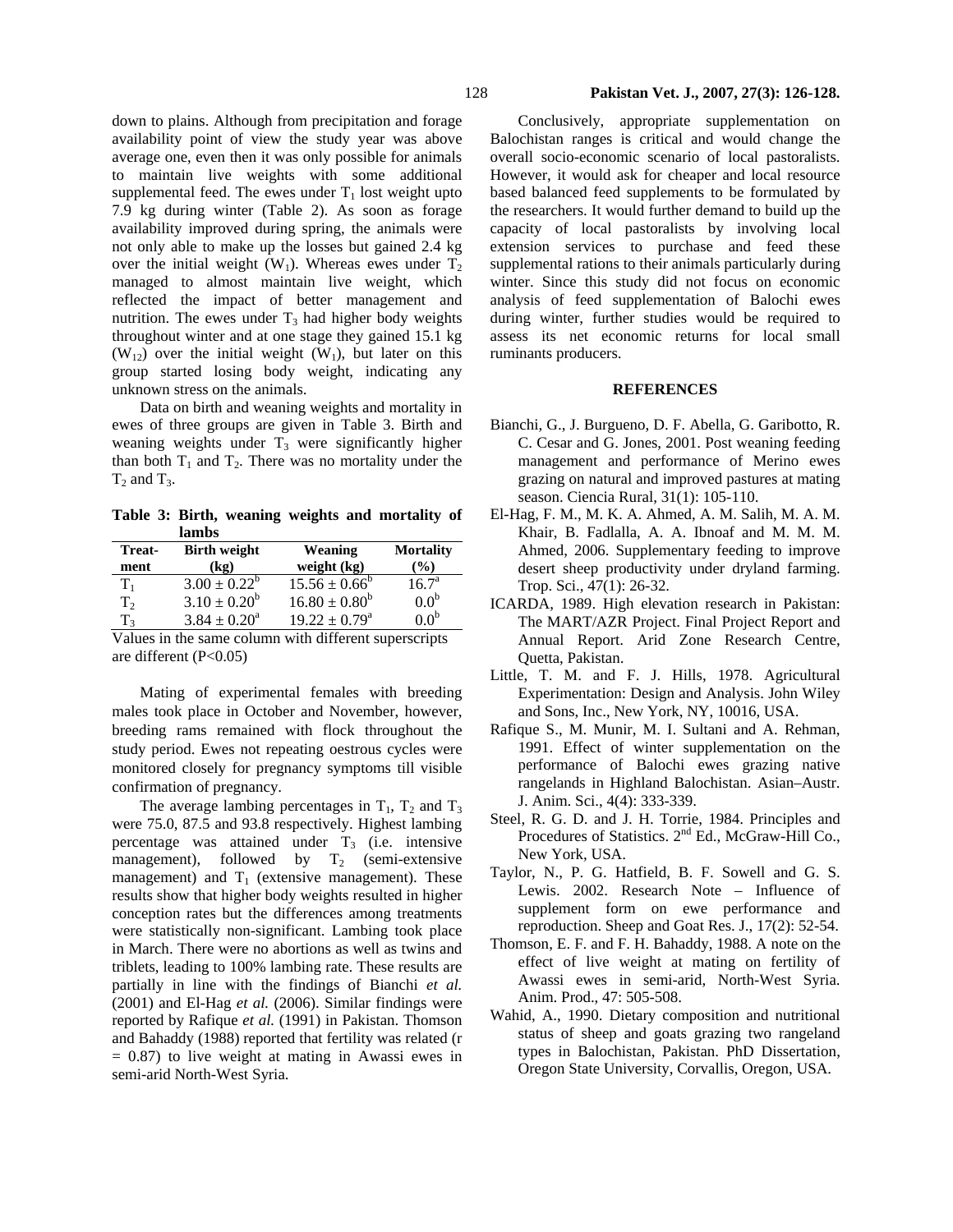down to plains. Although from precipitation and forage availability point of view the study year was above average one, even then it was only possible for animals to maintain live weights with some additional supplemental feed. The ewes under $T_1$ lost weight upto 7.9 kg during winter (Table 2). As soon as forage availability improved during spring, the animals were not only able to make up the losses but gained 2.4 kg over the initial weight ($W_1$). Whereas ewes under $T_2$ managed to almost maintain live weight, which reflected the impact of better management and nutrition. The ewes under $T_3$ had higher body weights throughout winter and at one stage they gained 15.1 kg ($W_{12}$) over the initial weight ($W_1$), but later on this group started losing body weight, indicating any unknown stress on the animals.

Data on birth and weaning weights and mortality in ewes of three groups are given in Table 3. Birth and weaning weights under $T_3$ were significantly higher than both $T_1$ and $T_2$. There was no mortality under the $T_2$ and $T_3$.

**Table 3: Birth, weaning weights and mortality of lambs**

| Treat-ment | Birth weight (kg) | Weaning weight (kg) | Mortality (%) |
|---|---|---|---|
| $T_1$ | $3.00 \pm 0.22^b$ | $15.56 \pm 0.66^b$ | $16.7^a$ |
| $T_2$ | $3.10 \pm 0.20^b$ | $16.80 \pm 0.80^b$ | $0.0^b$ |
| $T_3$ | $3.84 \pm 0.20^a$ | $19.22 \pm 0.79^a$ | $0.0^b$ |

Values in the same column with different superscripts are different ($P<0.05$)

Mating of experimental females with breeding males took place in October and November, however, breeding rams remained with flock throughout the study period. Ewes not repeating oestrous cycles were monitored closely for pregnancy symptoms till visible confirmation of pregnancy.

The average lambing percentages in $T_1$, $T_2$ and $T_3$ were 75.0, 87.5 and 93.8 respectively. Highest lambing percentage was attained under $T_3$ (i.e. intensive management), followed by $T_2$ (semi-extensive management) and $T_1$ (extensive management). These results show that higher body weights resulted in higher conception rates but the differences among treatments were statistically non-significant. Lambing took place in March. There were no abortions as well as twins and triblets, leading to 100% lambing rate. These results are partially in line with the findings of Bianchi *et al.* (2001) and El-Hag *et al.* (2006). Similar findings were reported by Rafique *et al.* (1991) in Pakistan. Thomson and Bahaddy (1988) reported that fertility was related ($r = 0.87$) to live weight at mating in Awassi ewes in semi-arid North-West Syria.

Conclusively, appropriate supplementation on Balochistan ranges is critical and would change the overall socio-economic scenario of local pastoralists. However, it would ask for cheaper and local resource based balanced feed supplements to be formulated by the researchers. It would further demand to build up the capacity of local pastoralists by involving local extension services to purchase and feed these supplemental rations to their animals particularly during winter. Since this study did not focus on economic analysis of feed supplementation of Balochi ewes during winter, further studies would be required to assess its net economic returns for local small ruminants producers.

## REFERENCES

- Bianchi, G., J. Burgueno, D. F. Abella, G. Garibotto, R. C. Cesar and G. Jones, 2001. Post weaning feeding management and performance of Merino ewes grazing on natural and improved pastures at mating season. Ciencia Rural, 31(1): 105-110.
- El-Hag, F. M., M. K. A. Ahmed, A. M. Salih, M. A. M. Khair, B. Fadlalla, A. A. Ibnoaf and M. M. M. Ahmed, 2006. Supplementary feeding to improve desert sheep productivity under dryland farming. Trop. Sci., 47(1): 26-32.
- ICARDA, 1989. High elevation research in Pakistan: The MART/AZR Project. Final Project Report and Annual Report. Arid Zone Research Centre, Quetta, Pakistan.
- Little, T. M. and F. J. Hills, 1978. Agricultural Experimentation: Design and Analysis. John Wiley and Sons, Inc., New York, NY, 10016, USA.
- Rafique S., M. Munir, M. I. Sultani and A. Rehman, 1991. Effect of winter supplementation on the performance of Balochi ewes grazing native rangelands in Highland Balochistan. Asian–Austr. J. Anim. Sci., 4(4): 333-339.
- Steel, R. G. D. and J. H. Torrie, 1984. Principles and Procedures of Statistics. 2nd Ed., McGraw-Hill Co., New York, USA.
- Taylor, N., P. G. Hatfield, B. F. Sowell and G. S. Lewis. 2002. Research Note – Influence of supplement form on ewe performance and reproduction. Sheep and Goat Res. J., 17(2): 52-54.
- Thomson, E. F. and F. H. Bahaddy, 1988. A note on the effect of live weight at mating on fertility of Awassi ewes in semi-arid, North-West Syria. Anim. Prod., 47: 505-508.
- Wahid, A., 1990. Dietary composition and nutritional status of sheep and goats grazing two rangeland types in Balochistan, Pakistan. PhD Dissertation, Oregon State University, Corvallis, Oregon, USA.